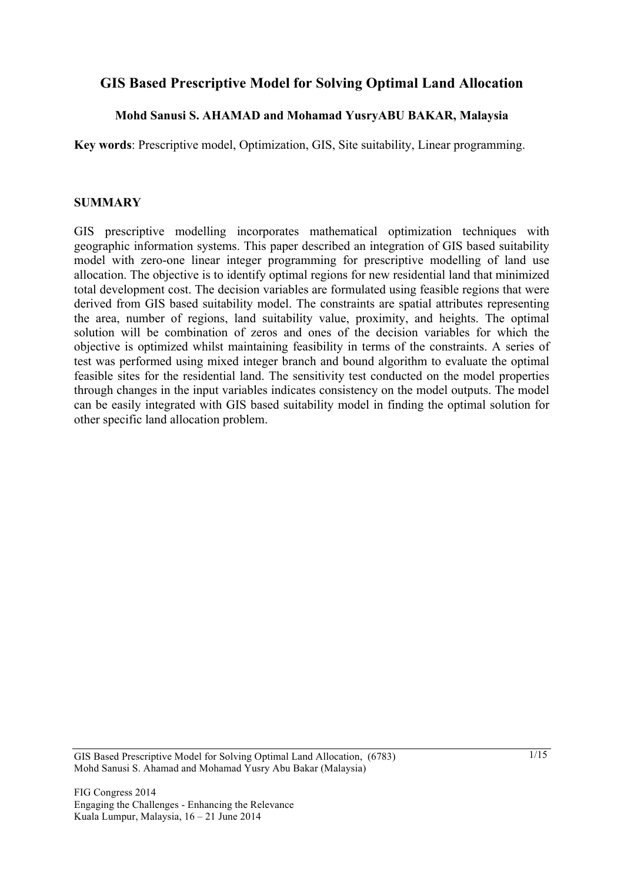# GIS Based Prescriptive Model for Solving Optimal Land Allocation

**Mohd Sanusi S. AHAMAD and Mohamad YusryABU BAKAR, Malaysia**

**Key words**: Prescriptive model, Optimization, GIS, Site suitability, Linear programming.

## SUMMARY

GIS prescriptive modelling incorporates mathematical optimization techniques with geographic information systems. This paper described an integration of GIS based suitability model with zero-one linear integer programming for prescriptive modelling of land use allocation. The objective is to identify optimal regions for new residential land that minimized total development cost. The decision variables are formulated using feasible regions that were derived from GIS based suitability model. The constraints are spatial attributes representing the area, number of regions, land suitability value, proximity, and heights. The optimal solution will be combination of zeros and ones of the decision variables for which the objective is optimized whilst maintaining feasibility in terms of the constraints. A series of test was performed using mixed integer branch and bound algorithm to evaluate the optimal feasible sites for the residential land. The sensitivity test conducted on the model properties through changes in the input variables indicates consistency on the model outputs. The model can be easily integrated with GIS based suitability model in finding the optimal solution for other specific land allocation problem.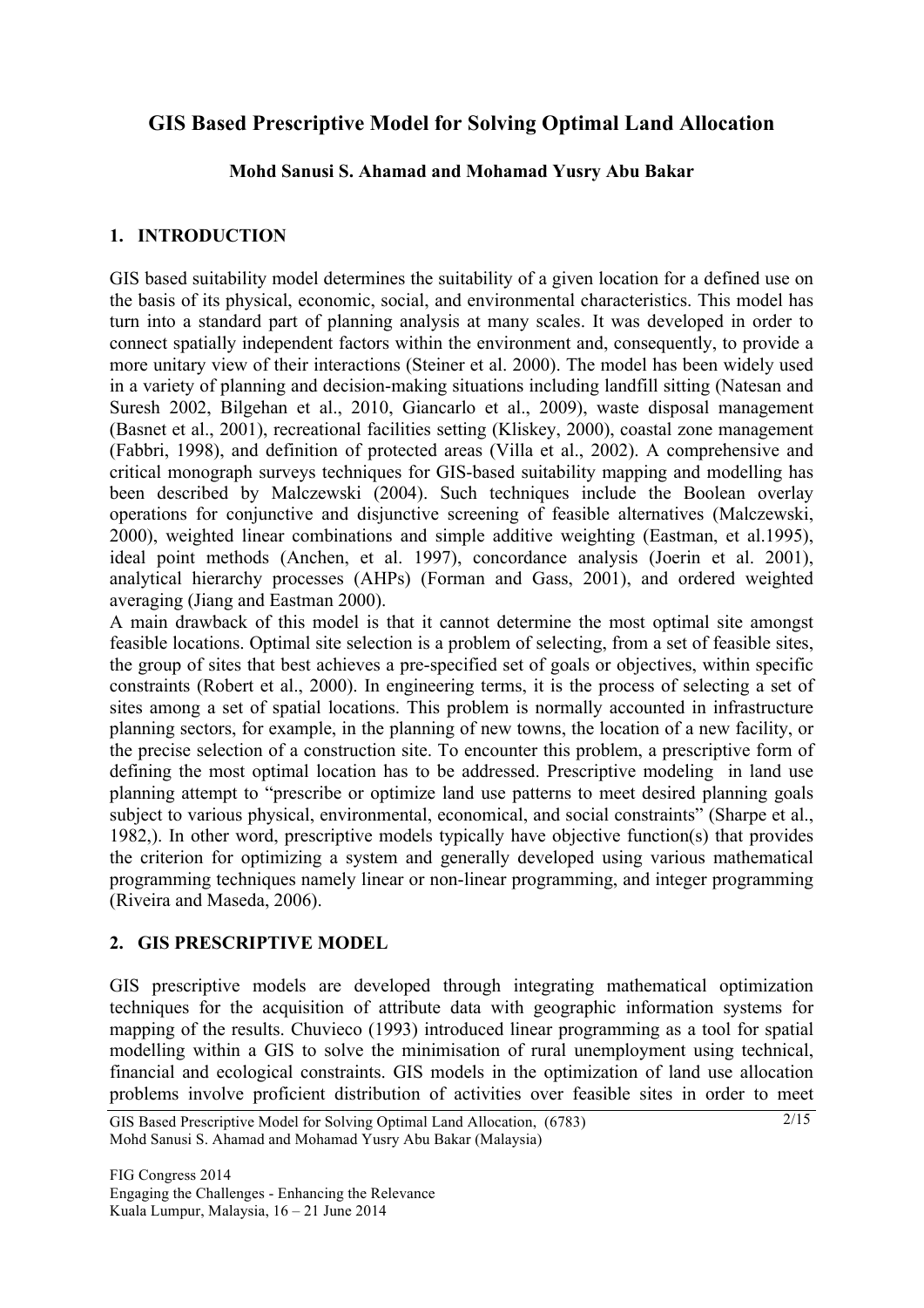# GIS Based Prescriptive Model for Solving Optimal Land Allocation

**Mohd Sanusi S. Ahamad and Mohamad Yusry Abu Bakar**

## 1. INTRODUCTION

GIS based suitability model determines the suitability of a given location for a defined use on the basis of its physical, economic, social, and environmental characteristics. This model has turn into a standard part of planning analysis at many scales. It was developed in order to connect spatially independent factors within the environment and, consequently, to provide a more unitary view of their interactions (Steiner et al. 2000). The model has been widely used in a variety of planning and decision-making situations including landfill sitting (Natesan and Suresh 2002, Bilgehan et al., 2010, Giancarlo et al., 2009), waste disposal management (Basnet et al., 2001), recreational facilities setting (Kliskey, 2000), coastal zone management (Fabbri, 1998), and definition of protected areas (Villa et al., 2002). A comprehensive and critical monograph surveys techniques for GIS-based suitability mapping and modelling has been described by Malczewski (2004). Such techniques include the Boolean overlay operations for conjunctive and disjunctive screening of feasible alternatives (Malczewski, 2000), weighted linear combinations and simple additive weighting (Eastman, et al.1995), ideal point methods (Anchen, et al. 1997), concordance analysis (Joerin et al. 2001), analytical hierarchy processes (AHPs) (Forman and Gass, 2001), and ordered weighted averaging (Jiang and Eastman 2000).

A main drawback of this model is that it cannot determine the most optimal site amongst feasible locations. Optimal site selection is a problem of selecting, from a set of feasible sites, the group of sites that best achieves a pre-specified set of goals or objectives, within specific constraints (Robert et al., 2000). In engineering terms, it is the process of selecting a set of sites among a set of spatial locations. This problem is normally accounted in infrastructure planning sectors, for example, in the planning of new towns, the location of a new facility, or the precise selection of a construction site. To encounter this problem, a prescriptive form of defining the most optimal location has to be addressed. Prescriptive modeling in land use planning attempt to "prescribe or optimize land use patterns to meet desired planning goals subject to various physical, environmental, economical, and social constraints" (Sharpe et al., 1982,). In other word, prescriptive models typically have objective function(s) that provides the criterion for optimizing a system and generally developed using various mathematical programming techniques namely linear or non-linear programming, and integer programming (Riveira and Maseda, 2006).

## 2. GIS PRESCRIPTIVE MODEL

GIS prescriptive models are developed through integrating mathematical optimization techniques for the acquisition of attribute data with geographic information systems for mapping of the results. Chuvieco (1993) introduced linear programming as a tool for spatial modelling within a GIS to solve the minimisation of rural unemployment using technical, financial and ecological constraints. GIS models in the optimization of land use allocation problems involve proficient distribution of activities over feasible sites in order to meet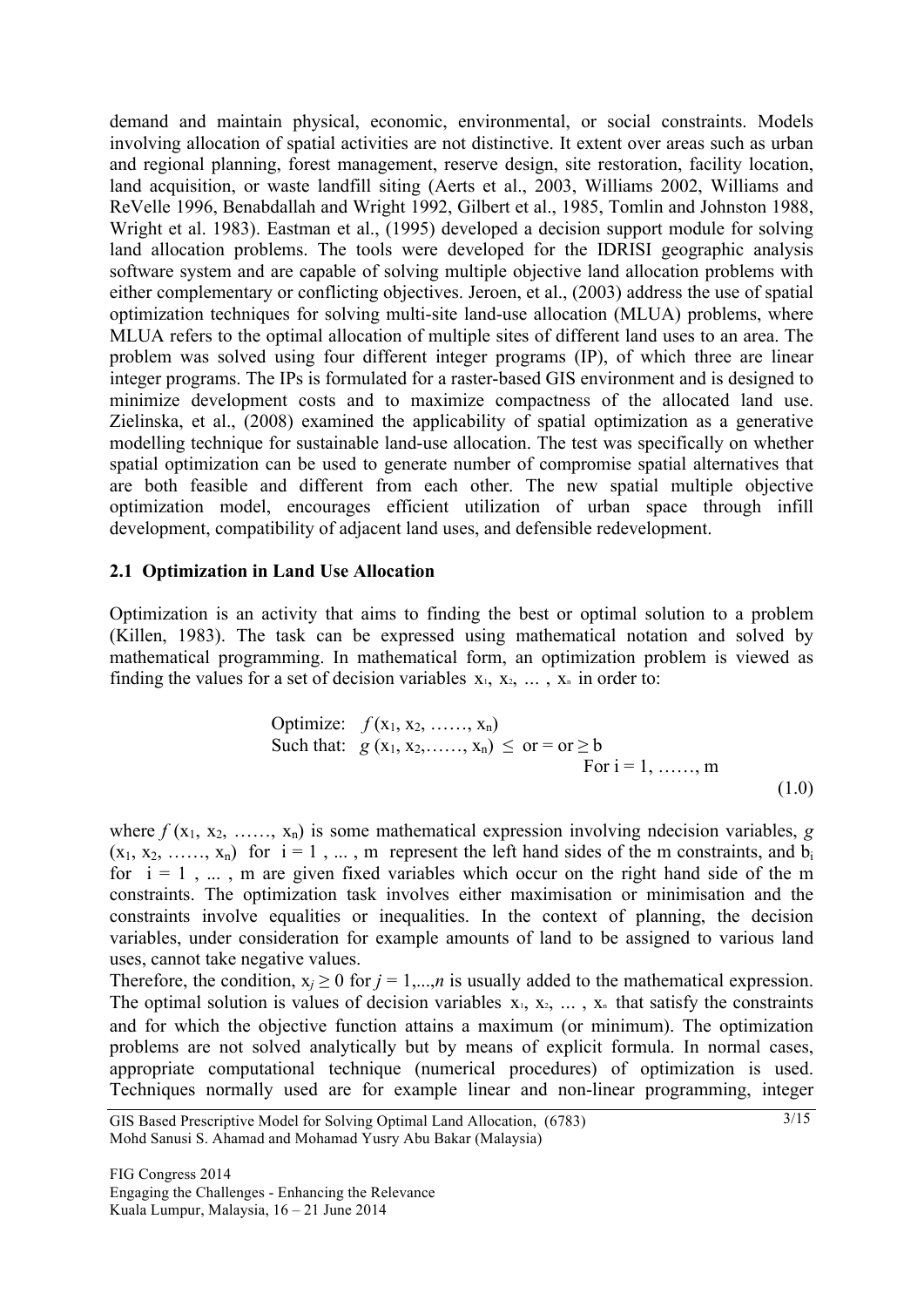demand and maintain physical, economic, environmental, or social constraints. Models involving allocation of spatial activities are not distinctive. It extent over areas such as urban and regional planning, forest management, reserve design, site restoration, facility location, land acquisition, or waste landfill siting (Aerts et al., 2003, Williams 2002, Williams and ReVelle 1996, Benabdallah and Wright 1992, Gilbert et al., 1985, Tomlin and Johnston 1988, Wright et al. 1983). Eastman et al., (1995) developed a decision support module for solving land allocation problems. The tools were developed for the IDRISI geographic analysis software system and are capable of solving multiple objective land allocation problems with either complementary or conflicting objectives. Jeroen, et al., (2003) address the use of spatial optimization techniques for solving multi-site land-use allocation (MLUA) problems, where MLUA refers to the optimal allocation of multiple sites of different land uses to an area. The problem was solved using four different integer programs (IP), of which three are linear integer programs. The IPs is formulated for a raster-based GIS environment and is designed to minimize development costs and to maximize compactness of the allocated land use. Zielinska, et al., (2008) examined the applicability of spatial optimization as a generative modelling technique for sustainable land-use allocation. The test was specifically on whether spatial optimization can be used to generate number of compromise spatial alternatives that are both feasible and different from each other. The new spatial multiple objective optimization model, encourages efficient utilization of urban space through infill development, compatibility of adjacent land uses, and defensible redevelopment.

## 2.1 Optimization in Land Use Allocation

Optimization is an activity that aims to finding the best or optimal solution to a problem (Killen, 1983). The task can be expressed using mathematical notation and solved by mathematical programming. In mathematical form, an optimization problem is viewed as finding the values for a set of decision variables $x_1, x_2, \ldots, x_n$ in order to:

$$
\begin{aligned}
&\text{Optimize:} \quad f(x_1, x_2, \ldots\ldots, x_n) \\
&\text{Such that:} \quad g(x_1, x_2, \ldots\ldots, x_n) \leq \text{ or } = \text{ or } \geq b \\
&\qquad\qquad\qquad\qquad\qquad \text{For } i = 1, \ldots\ldots, m
\end{aligned}
\tag{1.0}
$$

where $f(x_1, x_2, \ldots\ldots, x_n)$ is some mathematical expression involving ndecision variables, $g(x_1, x_2, \ldots\ldots, x_n)$ for $i = 1, \ldots, m$ represent the left hand sides of the m constraints, and $b_i$ for $i = 1, \ldots, m$ are given fixed variables which occur on the right hand side of the m constraints. The optimization task involves either maximisation or minimisation and the constraints involve equalities or inequalities. In the context of planning, the decision variables, under consideration for example amounts of land to be assigned to various land uses, cannot take negative values.

Therefore, the condition, $x_j \geq 0$ for $j = 1,\ldots,n$ is usually added to the mathematical expression. The optimal solution is values of decision variables $x_1, x_2, \ldots, x_n$ that satisfy the constraints and for which the objective function attains a maximum (or minimum). The optimization problems are not solved analytically but by means of explicit formula. In normal cases, appropriate computational technique (numerical procedures) of optimization is used. Techniques normally used are for example linear and non-linear programming, integer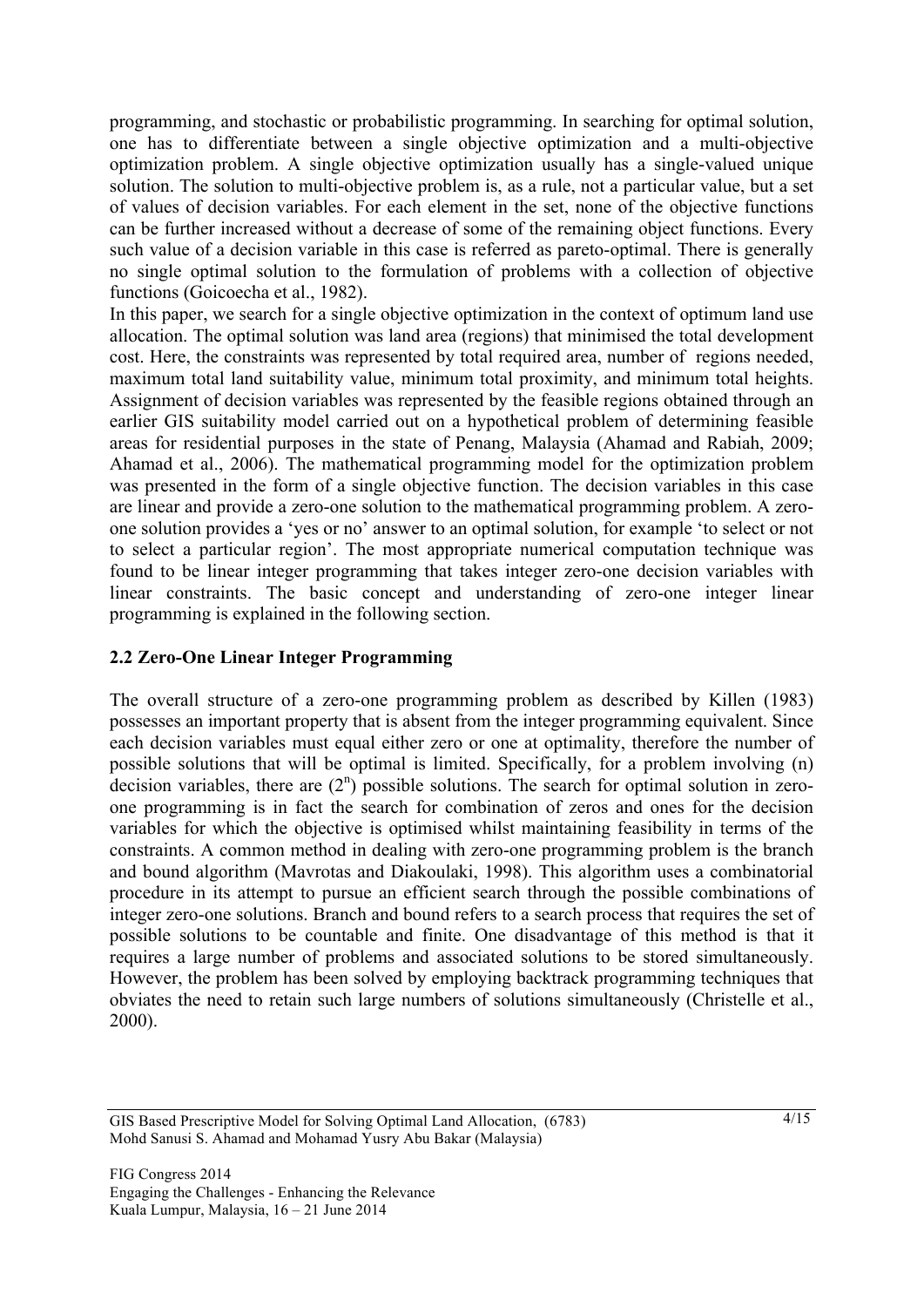programming, and stochastic or probabilistic programming. In searching for optimal solution, one has to differentiate between a single objective optimization and a multi-objective optimization problem. A single objective optimization usually has a single-valued unique solution. The solution to multi-objective problem is, as a rule, not a particular value, but a set of values of decision variables. For each element in the set, none of the objective functions can be further increased without a decrease of some of the remaining object functions. Every such value of a decision variable in this case is referred as pareto-optimal. There is generally no single optimal solution to the formulation of problems with a collection of objective functions (Goicoecha et al., 1982).

In this paper, we search for a single objective optimization in the context of optimum land use allocation. The optimal solution was land area (regions) that minimised the total development cost. Here, the constraints was represented by total required area, number of regions needed, maximum total land suitability value, minimum total proximity, and minimum total heights. Assignment of decision variables was represented by the feasible regions obtained through an earlier GIS suitability model carried out on a hypothetical problem of determining feasible areas for residential purposes in the state of Penang, Malaysia (Ahamad and Rabiah, 2009; Ahamad et al., 2006). The mathematical programming model for the optimization problem was presented in the form of a single objective function. The decision variables in this case are linear and provide a zero-one solution to the mathematical programming problem. A zero-one solution provides a 'yes or no' answer to an optimal solution, for example 'to select or not to select a particular region'. The most appropriate numerical computation technique was found to be linear integer programming that takes integer zero-one decision variables with linear constraints. The basic concept and understanding of zero-one integer linear programming is explained in the following section.

## 2.2 Zero-One Linear Integer Programming

The overall structure of a zero-one programming problem as described by Killen (1983) possesses an important property that is absent from the integer programming equivalent. Since each decision variables must equal either zero or one at optimality, therefore the number of possible solutions that will be optimal is limited. Specifically, for a problem involving ($n$) decision variables, there are ($2^n$) possible solutions. The search for optimal solution in zero-one programming is in fact the search for combination of zeros and ones for the decision variables for which the objective is optimised whilst maintaining feasibility in terms of the constraints. A common method in dealing with zero-one programming problem is the branch and bound algorithm (Mavrotas and Diakoulaki, 1998). This algorithm uses a combinatorial procedure in its attempt to pursue an efficient search through the possible combinations of integer zero-one solutions. Branch and bound refers to a search process that requires the set of possible solutions to be countable and finite. One disadvantage of this method is that it requires a large number of problems and associated solutions to be stored simultaneously. However, the problem has been solved by employing backtrack programming techniques that obviates the need to retain such large numbers of solutions simultaneously (Christelle et al., 2000).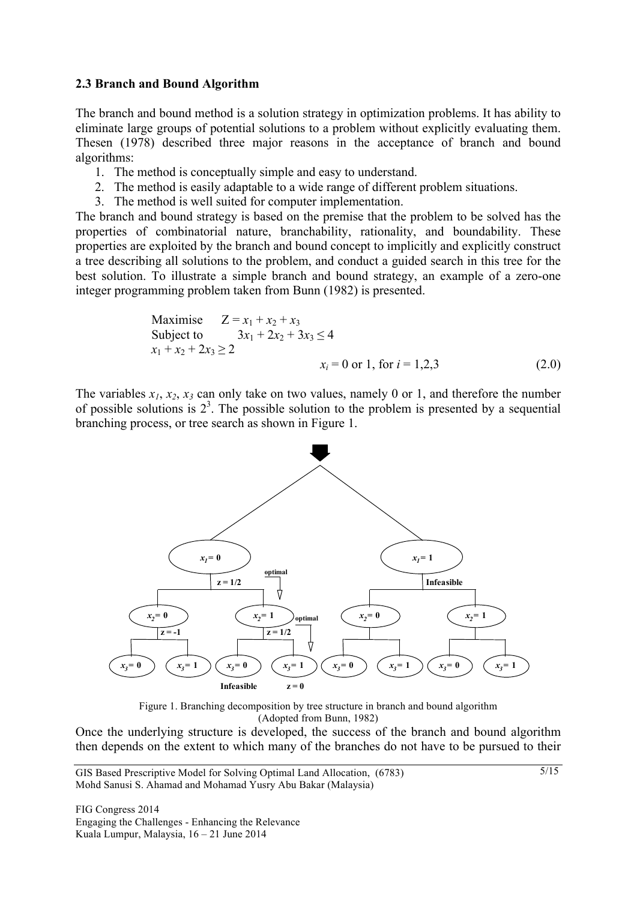## 2.3 Branch and Bound Algorithm

The branch and bound method is a solution strategy in optimization problems. It has ability to eliminate large groups of potential solutions to a problem without explicitly evaluating them. Thesen (1978) described three major reasons in the acceptance of branch and bound algorithms:

1. The method is conceptually simple and easy to understand.
2. The method is easily adaptable to a wide range of different problem situations.
3. The method is well suited for computer implementation.

The branch and bound strategy is based on the premise that the problem to be solved has the properties of combinatorial nature, branchability, rationality, and boundability. These properties are exploited by the branch and bound concept to implicitly and explicitly construct a tree describing all solutions to the problem, and conduct a guided search in this tree for the best solution. To illustrate a simple branch and bound strategy, an example of a zero-one integer programming problem taken from Bunn (1982) is presented.

$$
\begin{aligned}
&\text{Maximise} \quad Z = x_1 + x_2 + x_3 \\
&\text{Subject to} \quad 3x_1 + 2x_2 + 3x_3 \leq 4 \\
&x_1 + x_2 + 2x_3 \geq 2 \\
&\qquad\qquad x_i = 0 \text{ or } 1, \text{ for } i = 1,2,3 \qquad (2.0)
\end{aligned}
$$

The variables $x_1$, $x_2$, $x_3$ can only take on two values, namely 0 or 1, and therefore the number of possible solutions is $2^3$. The possible solution to the problem is presented by a sequential branching process, or tree search as shown in Figure 1.

Figure 1. Branching decomposition by tree structure in branch and bound algorithm (Adopted from Bunn, 1982)

Once the underlying structure is developed, the success of the branch and bound algorithm then depends on the extent to which many of the branches do not have to be pursued to their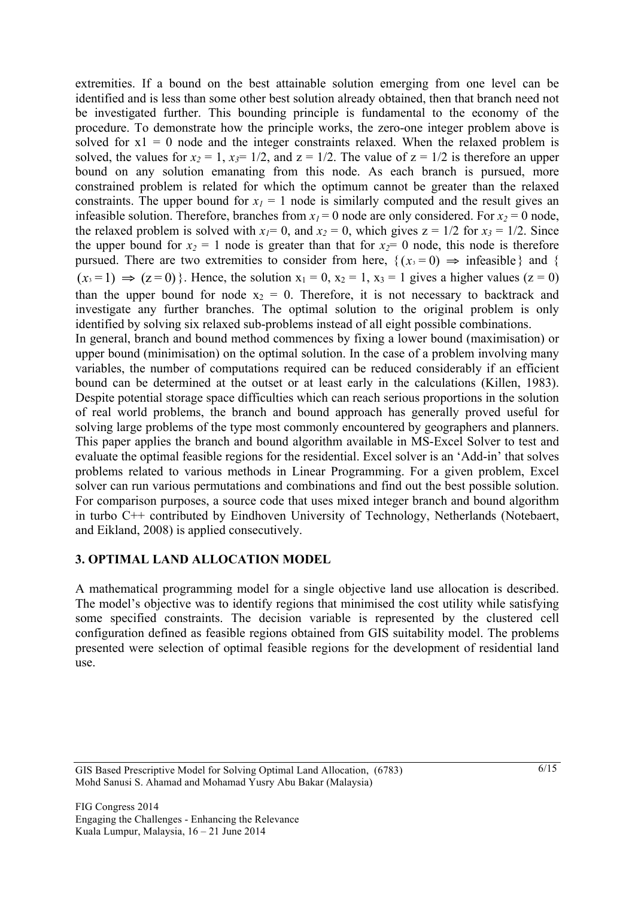extremities. If a bound on the best attainable solution emerging from one level can be identified and is less than some other best solution already obtained, then that branch need not be investigated further. This bounding principle is fundamental to the economy of the procedure. To demonstrate how the principle works, the zero-one integer problem above is solved for x1 = 0 node and the integer constraints relaxed. When the relaxed problem is solved, the values for $x_2 = 1$, $x_3 = 1/2$, and z = 1/2. The value of z = 1/2 is therefore an upper bound on any solution emanating from this node. As each branch is pursued, more constrained problem is related for which the optimum cannot be greater than the relaxed constraints. The upper bound for $x_1 = 1$ node is similarly computed and the result gives an infeasible solution. Therefore, branches from $x_1 = 0$ node are only considered. For $x_2 = 0$ node, the relaxed problem is solved with $x_1 = 0$, and $x_2 = 0$, which gives z = 1/2 for $x_3 = 1/2$. Since the upper bound for $x_2 = 1$ node is greater than that for $x_2 = 0$ node, this node is therefore pursued. There are two extremities to consider from here, $\{(x_3 = 0) \Rightarrow \text{infeasible}\}$ and $\{(x_3 = 1) \Rightarrow (z = 0)\}$. Hence, the solution $x_1 = 0$, $x_2 = 1$, $x_3 = 1$ gives a higher values (z = 0) than the upper bound for node $x_2 = 0$. Therefore, it is not necessary to backtrack and investigate any further branches. The optimal solution to the original problem is only identified by solving six relaxed sub-problems instead of all eight possible combinations.

In general, branch and bound method commences by fixing a lower bound (maximisation) or upper bound (minimisation) on the optimal solution. In the case of a problem involving many variables, the number of computations required can be reduced considerably if an efficient bound can be determined at the outset or at least early in the calculations (Killen, 1983). Despite potential storage space difficulties which can reach serious proportions in the solution of real world problems, the branch and bound approach has generally proved useful for solving large problems of the type most commonly encountered by geographers and planners. This paper applies the branch and bound algorithm available in MS-Excel Solver to test and evaluate the optimal feasible regions for the residential. Excel solver is an 'Add-in' that solves problems related to various methods in Linear Programming. For a given problem, Excel solver can run various permutations and combinations and find out the best possible solution. For comparison purposes, a source code that uses mixed integer branch and bound algorithm in turbo C++ contributed by Eindhoven University of Technology, Netherlands (Notebaert, and Eikland, 2008) is applied consecutively.

## 3. OPTIMAL LAND ALLOCATION MODEL

A mathematical programming model for a single objective land use allocation is described. The model's objective was to identify regions that minimised the cost utility while satisfying some specified constraints. The decision variable is represented by the clustered cell configuration defined as feasible regions obtained from GIS suitability model. The problems presented were selection of optimal feasible regions for the development of residential land use.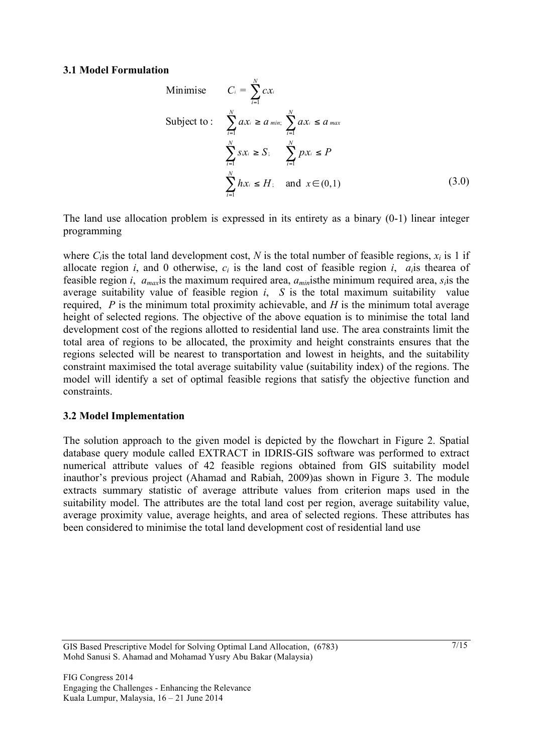### 3.1 Model Formulation

$$
\begin{aligned}
\text{Minimise} \quad & C_i = \sum_{i=1}^{N} c x_i \\
\text{Subject to:} \quad & \sum_{i=1}^{N} a x_i \geq a_{min}; \quad \sum_{i=1}^{N} a x_i \leq a_{max} \\
& \sum_{i=1}^{N} s x_i \geq S; \quad \sum_{i=1}^{N} p x_i \leq P \\
& \sum_{i=1}^{N} h x_i \leq H; \quad \text{and } x \in (0,1)
\end{aligned}
\tag{3.0}
$$

The land use allocation problem is expressed in its entirety as a binary (0-1) linear integer programming

where $C_i$is the total land development cost, $N$ is the total number of feasible regions, $x_i$ is 1 if allocate region $i$, and 0 otherwise, $c_i$ is the land cost of feasible region $i$, $a_i$is thearea of feasible region $i$, $a_{max}$is the maximum required area, $a_{min}$isthe minimum required area, $s_i$is the average suitability value of feasible region $i$, $S$ is the total maximum suitability value required, $P$ is the minimum total proximity achievable, and $H$ is the minimum total average height of selected regions. The objective of the above equation is to minimise the total land development cost of the regions allotted to residential land use. The area constraints limit the total area of regions to be allocated, the proximity and height constraints ensures that the regions selected will be nearest to transportation and lowest in heights, and the suitability constraint maximised the total average suitability value (suitability index) of the regions. The model will identify a set of optimal feasible regions that satisfy the objective function and constraints.

### 3.2 Model Implementation

The solution approach to the given model is depicted by the flowchart in Figure 2. Spatial database query module called EXTRACT in IDRIS-GIS software was performed to extract numerical attribute values of 42 feasible regions obtained from GIS suitability model inauthor's previous project (Ahamad and Rabiah, 2009)as shown in Figure 3. The module extracts summary statistic of average attribute values from criterion maps used in the suitability model. The attributes are the total land cost per region, average suitability value, average proximity value, average heights, and area of selected regions. These attributes has been considered to minimise the total land development cost of residential land use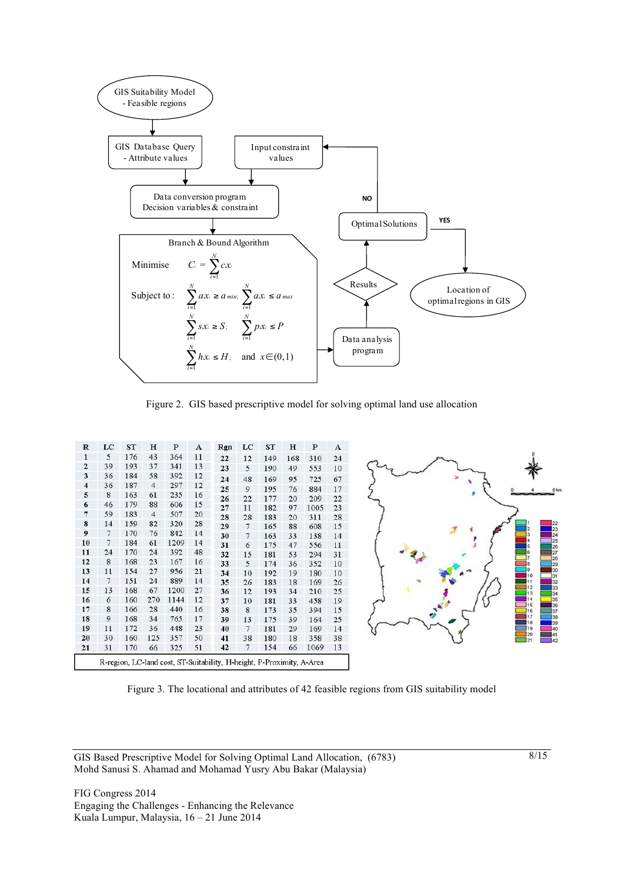GIS Suitability Model
- Feasible regions

GIS Database Query
- Attribute values

Input constraint values

Data conversion program
Decision variables & constraint

Branch & Bound Algorithm

Minimise $C_i = \sum_{i=1}^{N} cx_i$

Subject to : $\sum_{i=1}^{N} ax_i \geq a_{min}$; $\sum_{i=1}^{N} ax_i \leq a_{max}$

$\sum_{i=1}^{N} sx_i \geq S$; $\sum_{i=1}^{N} px_i \leq P$

$\sum_{i=1}^{N} hx_i \leq H$; and $x \in (0,1)$

Data analysis program

Results

Optimal Solutions

NO

YES

Location of optimal regions in GIS

Figure 2. GIS based prescriptive model for solving optimal land use allocation

| R | LC | ST | H | P | A | Rgn | LC | ST | H | P | A |
|---|---|---|---|---|---|---|---|---|---|---|---|
| 1 | 5 | 176 | 43 | 364 | 11 | 22 | 12 | 149 | 168 | 310 | 24 |
| 2 | 39 | 193 | 37 | 341 | 13 | 23 | 5 | 190 | 49 | 553 | 10 |
| 3 | 36 | 184 | 58 | 392 | 12 | 24 | 48 | 169 | 95 | 725 | 67 |
| 4 | 36 | 187 | 4 | 297 | 12 | 25 | 9 | 195 | 76 | 884 | 17 |
| 5 | 8 | 163 | 61 | 235 | 16 | 26 | 22 | 177 | 20 | 209 | 22 |
| 6 | 46 | 179 | 88 | 606 | 15 | 27 | 11 | 182 | 97 | 1005 | 23 |
| 7 | 59 | 183 | 4 | 507 | 20 | 28 | 28 | 183 | 20 | 311 | 28 |
| 8 | 14 | 159 | 82 | 320 | 28 | 29 | 7 | 165 | 88 | 608 | 15 |
| 9 | 7 | 170 | 76 | 842 | 14 | 30 | 7 | 163 | 33 | 138 | 14 |
| 10 | 7 | 184 | 61 | 1209 | 14 | 31 | 6 | 175 | 47 | 556 | 11 |
| 11 | 24 | 170 | 24 | 392 | 48 | 32 | 15 | 181 | 53 | 294 | 31 |
| 12 | 8 | 168 | 23 | 167 | 16 | 33 | 5 | 174 | 36 | 352 | 10 |
| 13 | 11 | 154 | 27 | 956 | 21 | 34 | 10 | 192 | 19 | 180 | 10 |
| 14 | 7 | 151 | 24 | 889 | 14 | 35 | 26 | 183 | 18 | 169 | 26 |
| 15 | 13 | 168 | 67 | 1200 | 27 | 36 | 12 | 193 | 34 | 210 | 25 |
| 16 | 6 | 160 | 270 | 1144 | 12 | 37 | 10 | 181 | 33 | 458 | 19 |
| 17 | 8 | 166 | 28 | 440 | 16 | 38 | 8 | 173 | 35 | 394 | 15 |
| 18 | 9 | 168 | 34 | 765 | 17 | 39 | 13 | 175 | 39 | 164 | 25 |
| 19 | 11 | 172 | 36 | 448 | 23 | 40 | 7 | 181 | 29 | 169 | 14 |
| 20 | 30 | 160 | 125 | 357 | 50 | 41 | 38 | 180 | 18 | 358 | 38 |
| 21 | 31 | 170 | 66 | 325 | 51 | 42 | 7 | 154 | 66 | 1069 | 13 |

R-region, LC-land cost, ST-Suitability, H-height, P-Proximity, A-Area

Figure 3. The locational and attributes of 42 feasible regions from GIS suitability model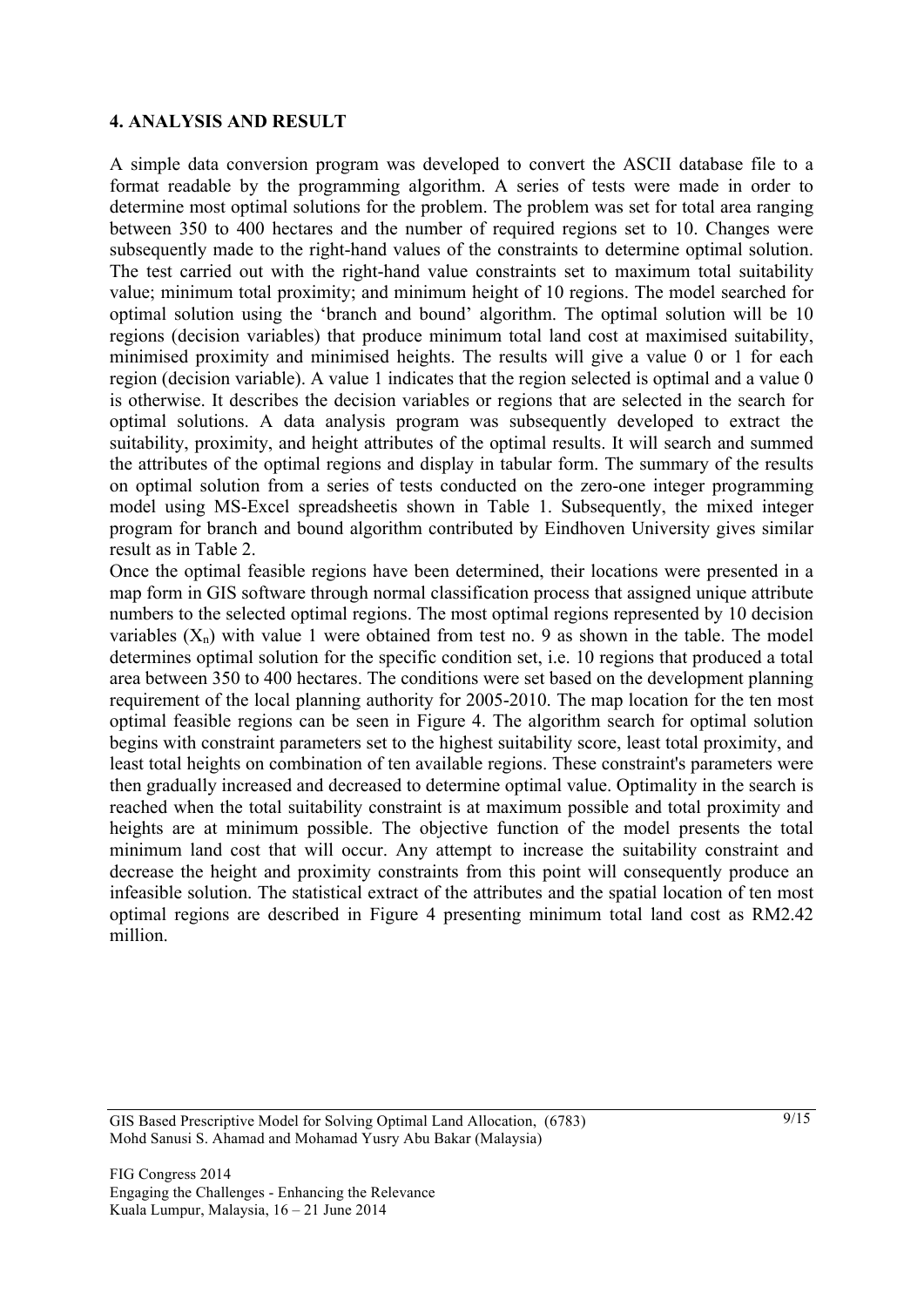## 4. ANALYSIS AND RESULT

A simple data conversion program was developed to convert the ASCII database file to a format readable by the programming algorithm. A series of tests were made in order to determine most optimal solutions for the problem. The problem was set for total area ranging between 350 to 400 hectares and the number of required regions set to 10. Changes were subsequently made to the right-hand values of the constraints to determine optimal solution. The test carried out with the right-hand value constraints set to maximum total suitability value; minimum total proximity; and minimum height of 10 regions. The model searched for optimal solution using the 'branch and bound' algorithm. The optimal solution will be 10 regions (decision variables) that produce minimum total land cost at maximised suitability, minimised proximity and minimised heights. The results will give a value 0 or 1 for each region (decision variable). A value 1 indicates that the region selected is optimal and a value 0 is otherwise. It describes the decision variables or regions that are selected in the search for optimal solutions. A data analysis program was subsequently developed to extract the suitability, proximity, and height attributes of the optimal results. It will search and summed the attributes of the optimal regions and display in tabular form. The summary of the results on optimal solution from a series of tests conducted on the zero-one integer programming model using MS-Excel spreadsheetis shown in Table 1. Subsequently, the mixed integer program for branch and bound algorithm contributed by Eindhoven University gives similar result as in Table 2.

Once the optimal feasible regions have been determined, their locations were presented in a map form in GIS software through normal classification process that assigned unique attribute numbers to the selected optimal regions. The most optimal regions represented by 10 decision variables ($X_n$) with value 1 were obtained from test no. 9 as shown in the table. The model determines optimal solution for the specific condition set, i.e. 10 regions that produced a total area between 350 to 400 hectares. The conditions were set based on the development planning requirement of the local planning authority for 2005-2010. The map location for the ten most optimal feasible regions can be seen in Figure 4. The algorithm search for optimal solution begins with constraint parameters set to the highest suitability score, least total proximity, and least total heights on combination of ten available regions. These constraint's parameters were then gradually increased and decreased to determine optimal value. Optimality in the search is reached when the total suitability constraint is at maximum possible and total proximity and heights are at minimum possible. The objective function of the model presents the total minimum land cost that will occur. Any attempt to increase the suitability constraint and decrease the height and proximity constraints from this point will consequently produce an infeasible solution. The statistical extract of the attributes and the spatial location of ten most optimal regions are described in Figure 4 presenting minimum total land cost as RM2.42 million.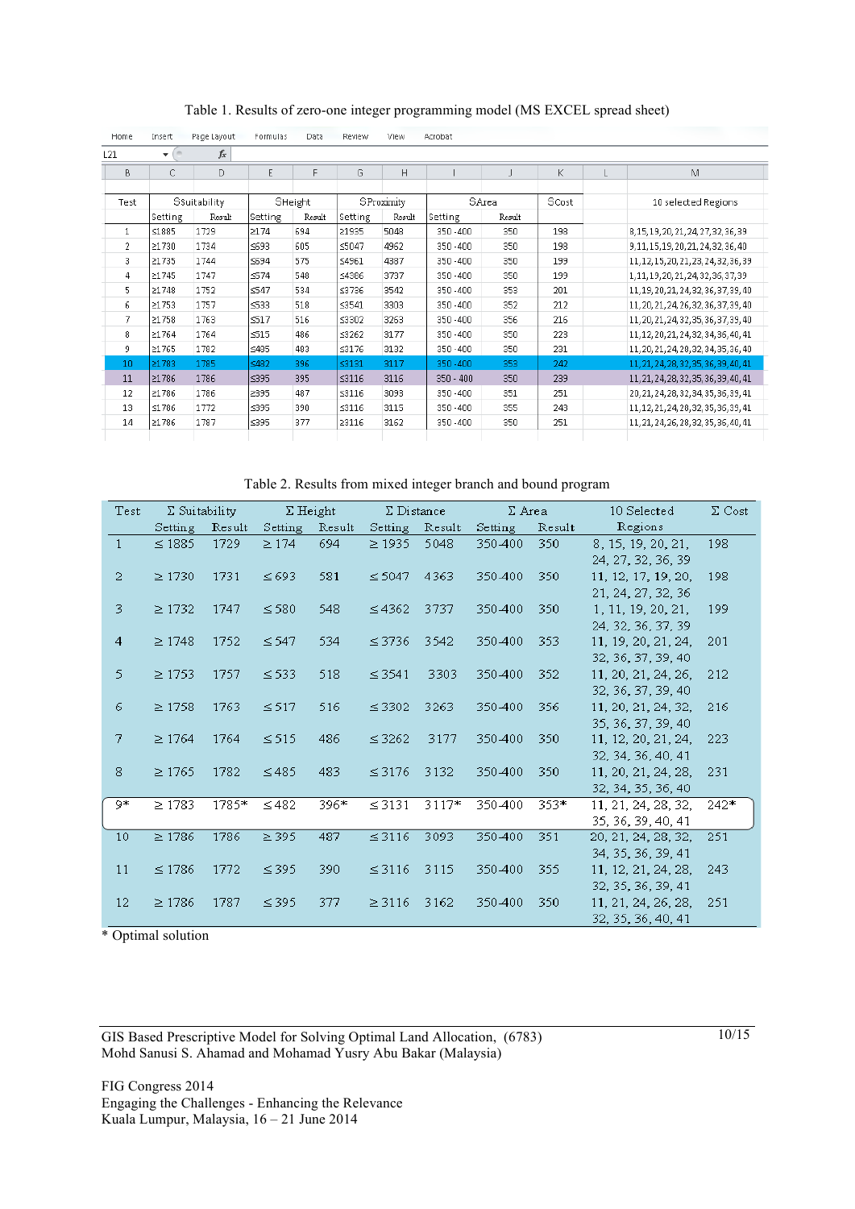Table 1. Results of zero-one integer programming model (MS EXCEL spread sheet)

| Test | SSuitability | | SHeight | | SProximity | | SArea | | SCost | 10 selected Regions |
|---|---|---|---|---|---|---|---|---|---|---|
| | Setting | Result | Setting | Result | Setting | Result | Setting | Result | | |
| 1 | ≤1885 | 1729 | ≥174 | 694 | ≥1935 | 5048 | 350 - 400 | 350 | 198 | 8,15,19,20,21,24,27,32,36,39 |
| 2 | ≥1730 | 1734 | ≤693 | 605 | ≤5047 | 4962 | 350 - 400 | 350 | 198 | 9,11,15,19,20,21,24,32,36,40 |
| 3 | ≥1735 | 1744 | ≤594 | 575 | ≤4961 | 4387 | 350 - 400 | 350 | 199 | 11,12,15,20,21,23,24,32,36,39 |
| 4 | ≥1745 | 1747 | ≤574 | 548 | ≤4386 | 3737 | 350 - 400 | 350 | 199 | 1,11,19,20,21,24,32,36,37,39 |
| 5 | ≥1748 | 1752 | ≤547 | 534 | ≤3736 | 3542 | 350 - 400 | 353 | 201 | 11,19,20,21,24,32,36,37,39,40 |
| 6 | ≥1753 | 1757 | ≤533 | 518 | ≤3541 | 3303 | 350 - 400 | 352 | 212 | 11,20,21,24,26,32,36,37,39,40 |
| 7 | ≥1758 | 1763 | ≤517 | 516 | ≤3302 | 3263 | 350 - 400 | 356 | 216 | 11,20,21,24,32,35,36,37,39,40 |
| 8 | ≥1764 | 1764 | ≤515 | 486 | ≤3262 | 3177 | 350 - 400 | 350 | 223 | 11,12,20,21,24,32,34,36,40,41 |
| 9 | ≥1765 | 1782 | ≤485 | 483 | ≤3176 | 3132 | 350 - 400 | 350 | 231 | 11,20,21,24,28,32,34,35,36,40 |
| 10 | ≥1783 | 1785 | ≤482 | 396 | ≤3131 | 3117 | 350 - 400 | 353 | 242 | 11,21,24,28,32,35,36,39,40,41 |
| 11 | ≥1786 | 1786 | ≤395 | 395 | ≤3116 | 3116 | 350 - 400 | 350 | 239 | 11,21,24,28,32,35,36,39,40,41 |
| 12 | ≥1786 | 1786 | ≥395 | 487 | ≤3116 | 3093 | 350 - 400 | 351 | 251 | 20,21,24,28,32,34,35,36,39,41 |
| 13 | ≤1786 | 1772 | ≤395 | 390 | ≤3116 | 3115 | 350 - 400 | 355 | 243 | 11,12,21,24,28,32,35,36,39,41 |
| 14 | ≥1786 | 1787 | ≤395 | 377 | ≥3116 | 3162 | 350 - 400 | 350 | 251 | 11,21,24,26,28,32,35,36,40,41 |

Table 2. Results from mixed integer branch and bound program

| Test | Σ Suitability | | Σ Height | | Σ Distance | | Σ Area | | 10 Selected Regions | Σ Cost |
|---|---|---|---|---|---|---|---|---|---|---|
| | Setting | Result | Setting | Result | Setting | Result | Setting | Result | | |
| 1 | ≤ 1885 | 1729 | ≥ 174 | 694 | ≥ 1935 | 5048 | 350-400 | 350 | 8, 15, 19, 20, 21, 24, 27, 32, 36, 39 | 198 |
| 2 | ≥ 1730 | 1731 | ≤ 693 | 581 | ≤ 5047 | 4363 | 350-400 | 350 | 11, 12, 17, 19, 20, 21, 24, 27, 32, 36 | 198 |
| 3 | ≥ 1732 | 1747 | ≤ 580 | 548 | ≤ 4362 | 3737 | 350-400 | 350 | 1, 11, 19, 20, 21, 24, 32, 36, 37, 39 | 199 |
| 4 | ≥ 1748 | 1752 | ≤ 547 | 534 | ≤ 3736 | 3542 | 350-400 | 353 | 11, 19, 20, 21, 24, 32, 36, 37, 39, 40 | 201 |
| 5 | ≥ 1753 | 1757 | ≤ 533 | 518 | ≤ 3541 | 3303 | 350-400 | 352 | 11, 20, 21, 24, 26, 32, 36, 37, 39, 40 | 212 |
| 6 | ≥ 1758 | 1763 | ≤ 517 | 516 | ≤ 3302 | 3263 | 350-400 | 356 | 11, 20, 21, 24, 32, 35, 36, 37, 39, 40 | 216 |
| 7 | ≥ 1764 | 1764 | ≤ 515 | 486 | ≤ 3262 | 3177 | 350-400 | 350 | 11, 12, 20, 21, 24, 32, 34, 36, 40, 41 | 223 |
| 8 | ≥ 1765 | 1782 | ≤ 485 | 483 | ≤ 3176 | 3132 | 350-400 | 350 | 11, 20, 21, 24, 28, 32, 34, 35, 36, 40 | 231 |
| 9* | ≥ 1783 | 1785* | ≤ 482 | 396* | ≤ 3131 | 3117* | 350-400 | 353* | 11, 21, 24, 28, 32, 35, 36, 39, 40, 41 | 242* |
| 10 | ≥ 1786 | 1786 | ≥ 395 | 487 | ≤ 3116 | 3093 | 350-400 | 351 | 20, 21, 24, 28, 32, 34, 35, 36, 39, 41 | 251 |
| 11 | ≤ 1786 | 1772 | ≤ 395 | 390 | ≤ 3116 | 3115 | 350-400 | 355 | 11, 12, 21, 24, 28, 32, 35, 36, 39, 41 | 243 |
| 12 | ≥ 1786 | 1787 | ≤ 395 | 377 | ≥ 3116 | 3162 | 350-400 | 350 | 11, 21, 24, 26, 28, 32, 35, 36, 40, 41 | 251 |

\* Optimal solution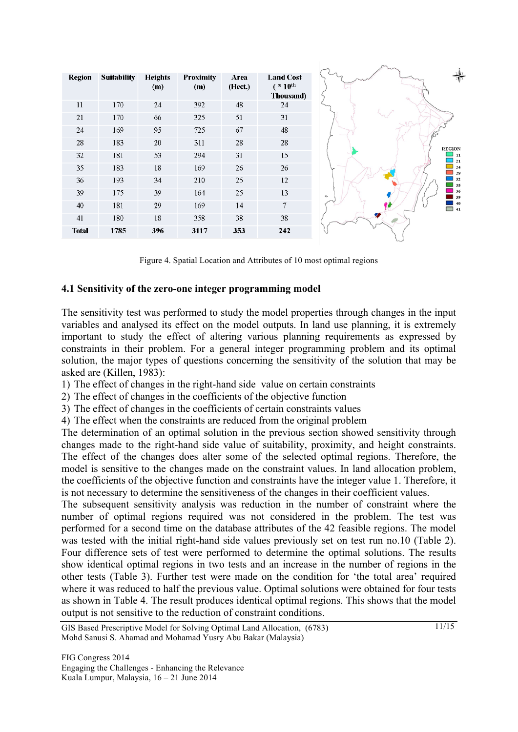| Region | Suitability | Heights (m) | Proximity (m) | Area (Hect.) | Land Cost ( * $10^{th}$ Thousand) |
|---|---|---|---|---|---|
| 11 | 170 | 24 | 392 | 48 | 24 |
| 21 | 170 | 66 | 325 | 51 | 31 |
| 24 | 169 | 95 | 725 | 67 | 48 |
| 28 | 183 | 20 | 311 | 28 | 28 |
| 32 | 181 | 53 | 294 | 31 | 15 |
| 35 | 183 | 18 | 169 | 26 | 26 |
| 36 | 193 | 34 | 210 | 25 | 12 |
| 39 | 175 | 39 | 164 | 25 | 13 |
| 40 | 181 | 29 | 169 | 14 | 7 |
| 41 | 180 | 18 | 358 | 38 | 38 |
| **Total** | **1785** | **396** | **3117** | **353** | **242** |

Figure 4. Spatial Location and Attributes of 10 most optimal regions

### 4.1 Sensitivity of the zero-one integer programming model

The sensitivity test was performed to study the model properties through changes in the input variables and analysed its effect on the model outputs. In land use planning, it is extremely important to study the effect of altering various planning requirements as expressed by constraints in their problem. For a general integer programming problem and its optimal solution, the major types of questions concerning the sensitivity of the solution that may be asked are (Killen, 1983):

1) The effect of changes in the right-hand side value on certain constraints
2) The effect of changes in the coefficients of the objective function
3) The effect of changes in the coefficients of certain constraints values
4) The effect when the constraints are reduced from the original problem

The determination of an optimal solution in the previous section showed sensitivity through changes made to the right-hand side value of suitability, proximity, and height constraints. The effect of the changes does alter some of the selected optimal regions. Therefore, the model is sensitive to the changes made on the constraint values. In land allocation problem, the coefficients of the objective function and constraints have the integer value 1. Therefore, it is not necessary to determine the sensitiveness of the changes in their coefficient values.

The subsequent sensitivity analysis was reduction in the number of constraint where the number of optimal regions required was not considered in the problem. The test was performed for a second time on the database attributes of the 42 feasible regions. The model was tested with the initial right-hand side values previously set on test run no.10 (Table 2). Four difference sets of test were performed to determine the optimal solutions. The results show identical optimal regions in two tests and an increase in the number of regions in the other tests (Table 3). Further test were made on the condition for 'the total area' required where it was reduced to half the previous value. Optimal solutions were obtained for four tests as shown in Table 4. The result produces identical optimal regions. This shows that the model output is not sensitive to the reduction of constraint conditions.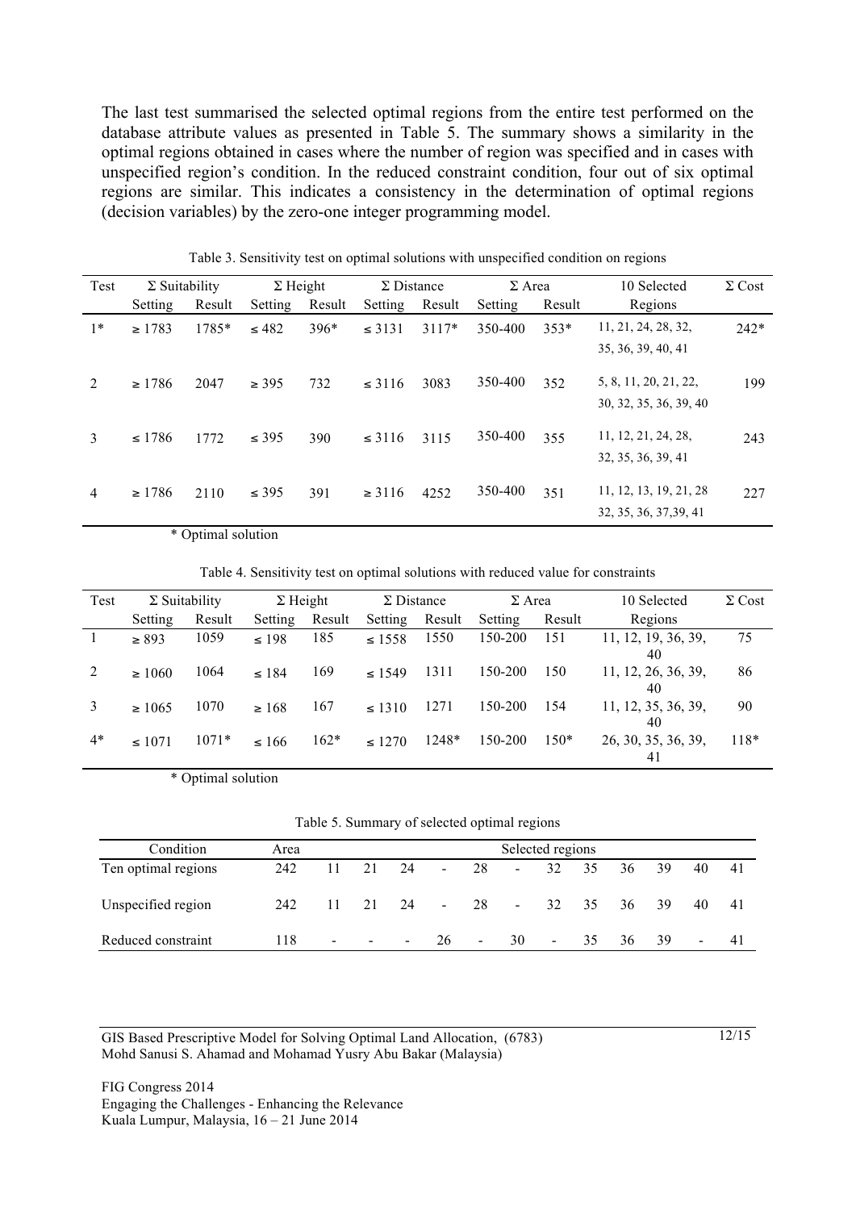The last test summarised the selected optimal regions from the entire test performed on the database attribute values as presented in Table 5. The summary shows a similarity in the optimal regions obtained in cases where the number of region was specified and in cases with unspecified region's condition. In the reduced constraint condition, four out of six optimal regions are similar. This indicates a consistency in the determination of optimal regions (decision variables) by the zero-one integer programming model.

Table 3. Sensitivity test on optimal solutions with unspecified condition on regions

| Test | Σ Suitability | | Σ Height | | Σ Distance | | Σ Area | | 10 Selected | Σ Cost |
|---|---|---|---|---|---|---|---|---|---|---|
| | Setting | Result | Setting | Result | Setting | Result | Setting | Result | Regions | |
| 1* | ≥ 1783 | 1785* | ≤ 482 | 396* | ≤ 3131 | 3117* | 350-400 | 353* | 11, 21, 24, 28, 32, 35, 36, 39, 40, 41 | 242* |
| 2 | ≥ 1786 | 2047 | ≥ 395 | 732 | ≤ 3116 | 3083 | 350-400 | 352 | 5, 8, 11, 20, 21, 22, 30, 32, 35, 36, 39, 40 | 199 |
| 3 | ≤ 1786 | 1772 | ≤ 395 | 390 | ≤ 3116 | 3115 | 350-400 | 355 | 11, 12, 21, 24, 28, 32, 35, 36, 39, 41 | 243 |
| 4 | ≥ 1786 | 2110 | ≤ 395 | 391 | ≥ 3116 | 4252 | 350-400 | 351 | 11, 12, 13, 19, 21, 28 32, 35, 36, 37,39, 41 | 227 |

\* Optimal solution

Table 4. Sensitivity test on optimal solutions with reduced value for constraints

| Test | Σ Suitability | | Σ Height | | Σ Distance | | Σ Area | | 10 Selected | Σ Cost |
|---|---|---|---|---|---|---|---|---|---|---|
| | Setting | Result | Setting | Result | Setting | Result | Setting | Result | Regions | |
| 1 | ≥ 893 | 1059 | ≤ 198 | 185 | ≤ 1558 | 1550 | 150-200 | 151 | 11, 12, 19, 36, 39, 40 | 75 |
| 2 | ≥ 1060 | 1064 | ≤ 184 | 169 | ≤ 1549 | 1311 | 150-200 | 150 | 11, 12, 26, 36, 39, 40 | 86 |
| 3 | ≥ 1065 | 1070 | ≥ 168 | 167 | ≤ 1310 | 1271 | 150-200 | 154 | 11, 12, 35, 36, 39, 40 | 90 |
| 4* | ≤ 1071 | 1071* | ≤ 166 | 162* | ≤ 1270 | 1248* | 150-200 | 150* | 26, 30, 35, 36, 39, 41 | 118* |

\* Optimal solution

Table 5. Summary of selected optimal regions

| Condition | Area | Selected regions | | | | | | | | | | | |
|---|---|---|---|---|---|---|---|---|---|---|---|---|---|
| Ten optimal regions | 242 | 11 | 21 | 24 | - | 28 | - | 32 | 35 | 36 | 39 | 40 | 41 |
| Unspecified region | 242 | 11 | 21 | 24 | - | 28 | - | 32 | 35 | 36 | 39 | 40 | 41 |
| Reduced constraint | 118 | - | - | - | 26 | - | 30 | - | 35 | 36 | 39 | - | 41 |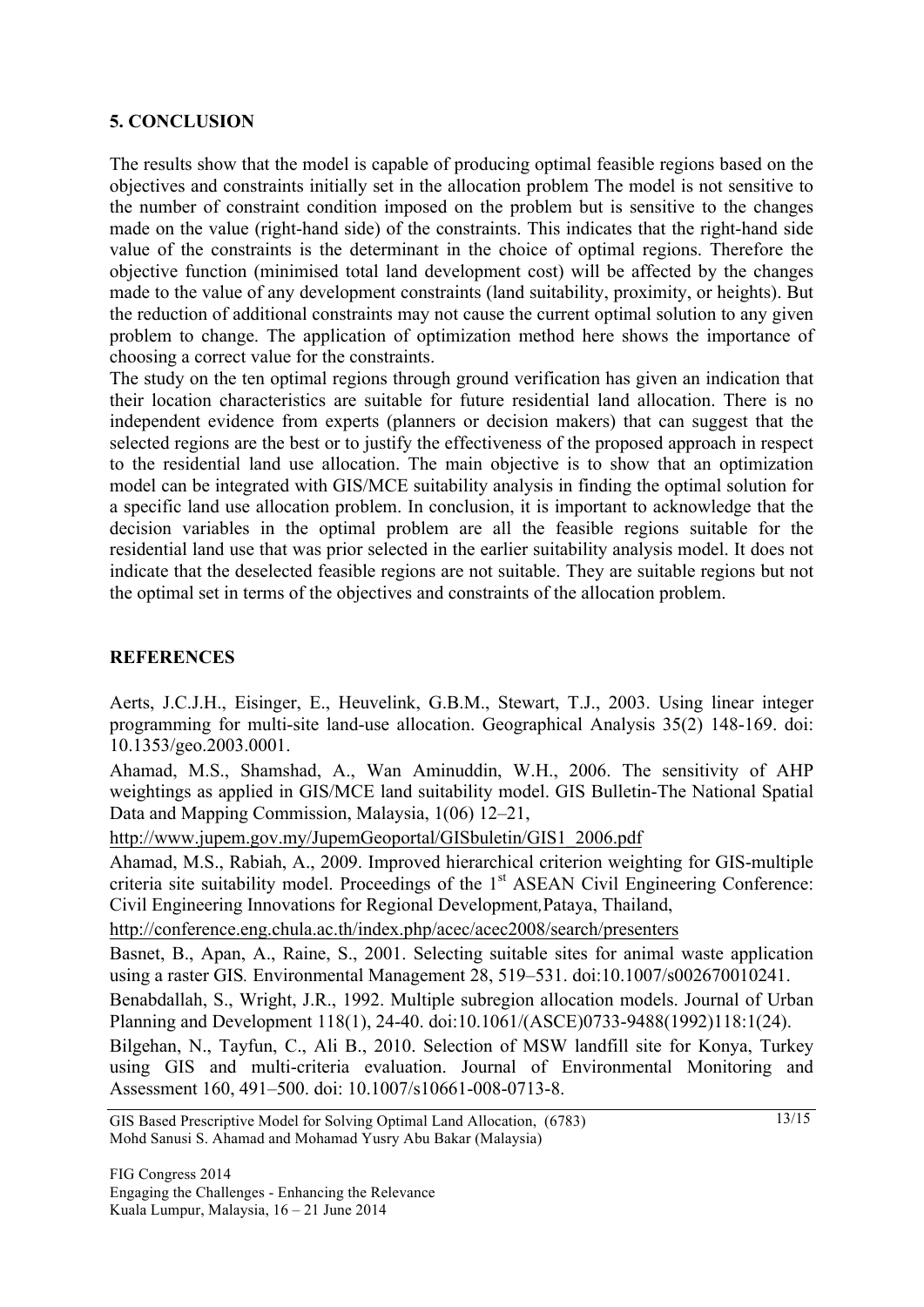## 5. CONCLUSION

The results show that the model is capable of producing optimal feasible regions based on the objectives and constraints initially set in the allocation problem The model is not sensitive to the number of constraint condition imposed on the problem but is sensitive to the changes made on the value (right-hand side) of the constraints. This indicates that the right-hand side value of the constraints is the determinant in the choice of optimal regions. Therefore the objective function (minimised total land development cost) will be affected by the changes made to the value of any development constraints (land suitability, proximity, or heights). But the reduction of additional constraints may not cause the current optimal solution to any given problem to change. The application of optimization method here shows the importance of choosing a correct value for the constraints.

The study on the ten optimal regions through ground verification has given an indication that their location characteristics are suitable for future residential land allocation. There is no independent evidence from experts (planners or decision makers) that can suggest that the selected regions are the best or to justify the effectiveness of the proposed approach in respect to the residential land use allocation. The main objective is to show that an optimization model can be integrated with GIS/MCE suitability analysis in finding the optimal solution for a specific land use allocation problem. In conclusion, it is important to acknowledge that the decision variables in the optimal problem are all the feasible regions suitable for the residential land use that was prior selected in the earlier suitability analysis model. It does not indicate that the deselected feasible regions are not suitable. They are suitable regions but not the optimal set in terms of the objectives and constraints of the allocation problem.

## REFERENCES

Aerts, J.C.J.H., Eisinger, E., Heuvelink, G.B.M., Stewart, T.J., 2003. Using linear integer programming for multi-site land-use allocation. Geographical Analysis 35(2) 148-169. doi: 10.1353/geo.2003.0001.

Ahamad, M.S., Shamshad, A., Wan Aminuddin, W.H., 2006. The sensitivity of AHP weightings as applied in GIS/MCE land suitability model. GIS Bulletin-The National Spatial Data and Mapping Commission, Malaysia, 1(06) 12–21, http://www.jupem.gov.my/JupemGeoportal/GISbuletin/GIS1_2006.pdf

Ahamad, M.S., Rabiah, A., 2009. Improved hierarchical criterion weighting for GIS-multiple criteria site suitability model. Proceedings of the 1st ASEAN Civil Engineering Conference: Civil Engineering Innovations for Regional Development, Pataya, Thailand, http://conference.eng.chula.ac.th/index.php/acec/acec2008/search/presenters

Basnet, B., Apan, A., Raine, S., 2001. Selecting suitable sites for animal waste application using a raster GIS. Environmental Management 28, 519–531. doi:10.1007/s002670010241.

Benabdallah, S., Wright, J.R., 1992. Multiple subregion allocation models. Journal of Urban Planning and Development 118(1), 24-40. doi:10.1061/(ASCE)0733-9488(1992)118:1(24).

Bilgehan, N., Tayfun, C., Ali B., 2010. Selection of MSW landfill site for Konya, Turkey using GIS and multi-criteria evaluation. Journal of Environmental Monitoring and Assessment 160, 491–500. doi: 10.1007/s10661-008-0713-8.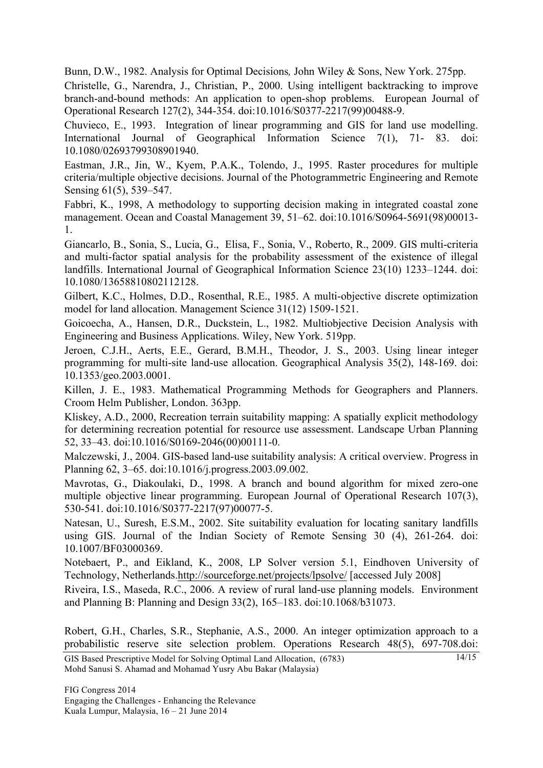Bunn, D.W., 1982. Analysis for Optimal Decisions*,* John Wiley & Sons, New York. 275pp.

Christelle, G., Narendra, J., Christian, P., 2000. Using intelligent backtracking to improve branch-and-bound methods: An application to open-shop problems. European Journal of Operational Research 127(2), 344-354. doi:10.1016/S0377-2217(99)00488-9.

Chuvieco, E., 1993. Integration of linear programming and GIS for land use modelling. International Journal of Geographical Information Science 7(1), 71- 83. doi: 10.1080/02693799308901940.

Eastman, J.R., Jin, W., Kyem, P.A.K., Tolendo, J., 1995. Raster procedures for multiple criteria/multiple objective decisions. Journal of the Photogrammetric Engineering and Remote Sensing 61(5), 539–547.

Fabbri, K., 1998, A methodology to supporting decision making in integrated coastal zone management. Ocean and Coastal Management 39, 51–62. doi:10.1016/S0964-5691(98)00013-1.

Giancarlo, B., Sonia, S., Lucia, G., Elisa, F., Sonia, V., Roberto, R., 2009. GIS multi-criteria and multi-factor spatial analysis for the probability assessment of the existence of illegal landfills. International Journal of Geographical Information Science 23(10) 1233–1244. doi: 10.1080/13658810802112128.

Gilbert, K.C., Holmes, D.D., Rosenthal, R.E., 1985. A multi-objective discrete optimization model for land allocation. Management Science 31(12) 1509-1521.

Goicoecha, A., Hansen, D.R., Duckstein, L., 1982. Multiobjective Decision Analysis with Engineering and Business Applications. Wiley, New York. 519pp.

Jeroen, C.J.H., Aerts, E.E., Gerard, B.M.H., Theodor, J. S., 2003. Using linear integer programming for multi-site land-use allocation. Geographical Analysis 35(2), 148-169. doi: 10.1353/geo.2003.0001.

Killen, J. E., 1983. Mathematical Programming Methods for Geographers and Planners. Croom Helm Publisher, London. 363pp.

Kliskey, A.D., 2000, Recreation terrain suitability mapping: A spatially explicit methodology for determining recreation potential for resource use assessment. Landscape Urban Planning 52, 33–43. doi:10.1016/S0169-2046(00)00111-0.

Malczewski, J., 2004. GIS-based land-use suitability analysis: A critical overview. Progress in Planning 62, 3–65. doi:10.1016/j.progress.2003.09.002.

Mavrotas, G., Diakoulaki, D., 1998. A branch and bound algorithm for mixed zero-one multiple objective linear programming. European Journal of Operational Research 107(3), 530-541. doi:10.1016/S0377-2217(97)00077-5.

Natesan, U., Suresh, E.S.M., 2002. Site suitability evaluation for locating sanitary landfills using GIS. Journal of the Indian Society of Remote Sensing 30 (4), 261-264. doi: 10.1007/BF03000369.

Notebaert, P., and Eikland, K., 2008, LP Solver version 5.1, Eindhoven University of Technology, Netherlands.http://sourceforge.net/projects/lpsolve/ [accessed July 2008]

Riveira, I.S., Maseda, R.C., 2006. A review of rural land-use planning models. Environment and Planning B: Planning and Design 33(2), 165–183. doi:10.1068/b31073.

Robert, G.H., Charles, S.R., Stephanie, A.S., 2000. An integer optimization approach to a probabilistic reserve site selection problem. Operations Research 48(5), 697-708.doi: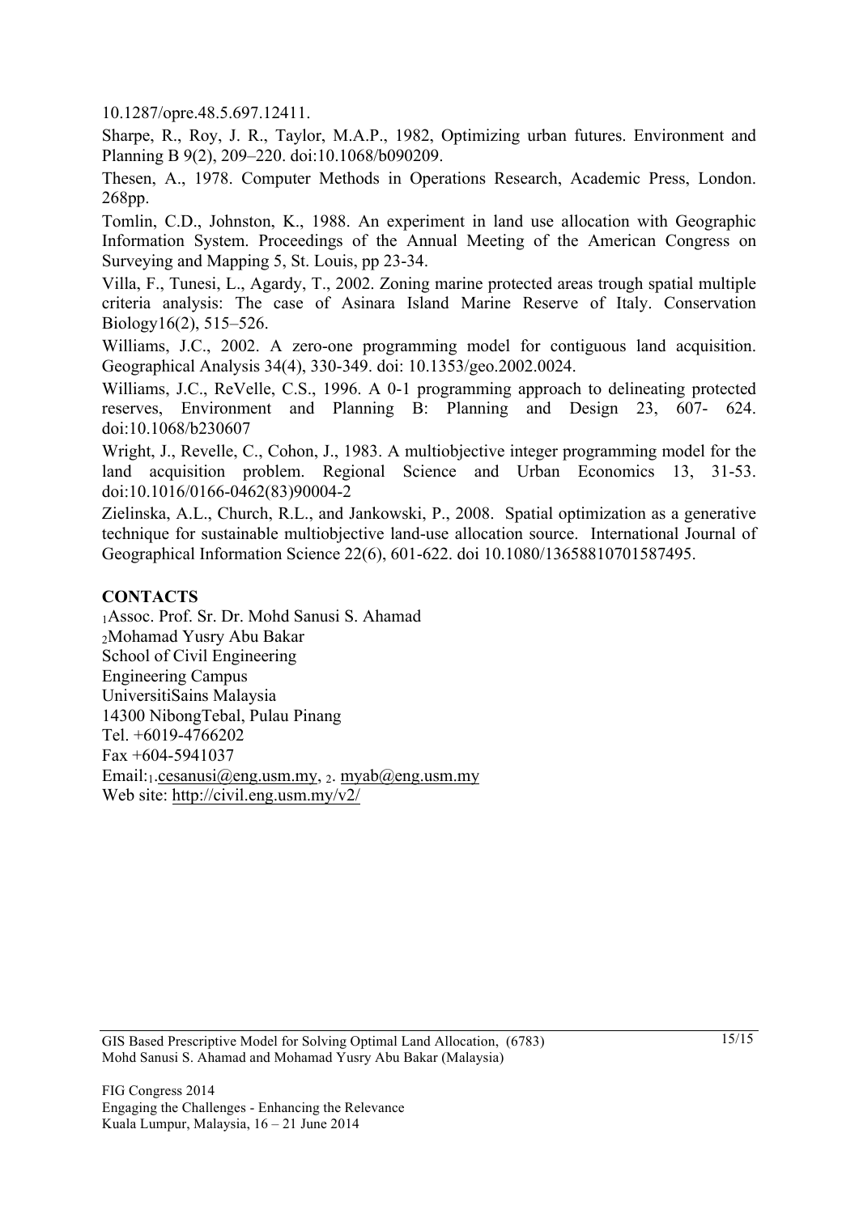10.1287/opre.48.5.697.12411.

Sharpe, R., Roy, J. R., Taylor, M.A.P., 1982, Optimizing urban futures. Environment and Planning B 9(2), 209–220. doi:10.1068/b090209.

Thesen, A., 1978. Computer Methods in Operations Research, Academic Press, London. 268pp.

Tomlin, C.D., Johnston, K., 1988. An experiment in land use allocation with Geographic Information System. Proceedings of the Annual Meeting of the American Congress on Surveying and Mapping 5, St. Louis, pp 23-34.

Villa, F., Tunesi, L., Agardy, T., 2002. Zoning marine protected areas trough spatial multiple criteria analysis: The case of Asinara Island Marine Reserve of Italy. Conservation Biology16(2), 515–526.

Williams, J.C., 2002. A zero-one programming model for contiguous land acquisition. Geographical Analysis 34(4), 330-349. doi: 10.1353/geo.2002.0024.

Williams, J.C., ReVelle, C.S., 1996. A 0-1 programming approach to delineating protected reserves, Environment and Planning B: Planning and Design 23, 607- 624. doi:10.1068/b230607

Wright, J., Revelle, C., Cohon, J., 1983. A multiobjective integer programming model for the land acquisition problem. Regional Science and Urban Economics 13, 31-53. doi:10.1016/0166-0462(83)90004-2

Zielinska, A.L., Church, R.L., and Jankowski, P., 2008. Spatial optimization as a generative technique for sustainable multiobjective land-use allocation source. International Journal of Geographical Information Science 22(6), 601-622. doi 10.1080/13658810701587495.

**CONTACTS**

[1]Assoc. Prof. Sr. Dr. Mohd Sanusi S. Ahamad
[2]Mohamad Yusry Abu Bakar
School of Civil Engineering
Engineering Campus
UniversitiSains Malaysia
14300 NibongTebal, Pulau Pinang
Tel. +6019-4766202
Fax +604-5941037
Email:[1].cesanusi@eng.usm.my, [2]. myab@eng.usm.my
Web site: http://civil.eng.usm.my/v2/